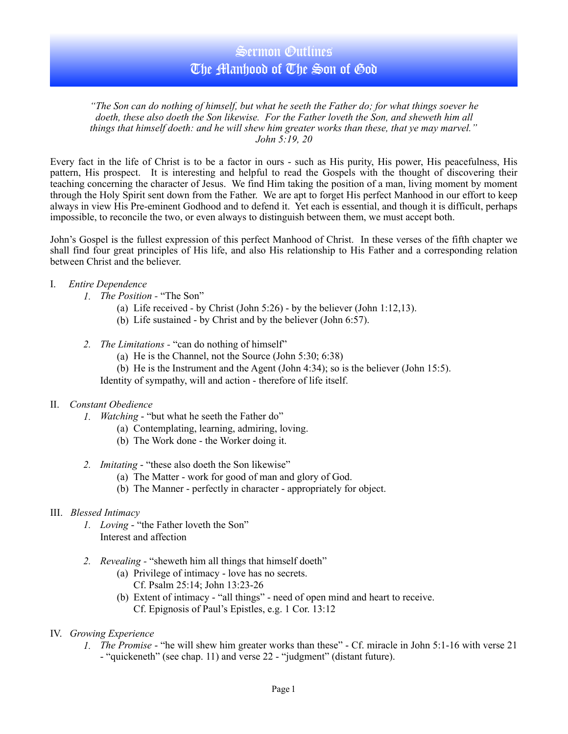# Sermon Outlines
# The Manhood of The Son of God

*"The Son can do nothing of himself, but what he seeth the Father do; for what things soever he doeth, these also doeth the Son likewise. For the Father loveth the Son, and sheweth him all things that himself doeth: and he will shew him greater works than these, that ye may marvel."*
*John 5:19, 20*

Every fact in the life of Christ is to be a factor in ours - such as His purity, His power, His peacefulness, His pattern, His prospect. It is interesting and helpful to read the Gospels with the thought of discovering their teaching concerning the character of Jesus. We find Him taking the position of a man, living moment by moment through the Holy Spirit sent down from the Father. We are apt to forget His perfect Manhood in our effort to keep always in view His Pre-eminent Godhood and to defend it. Yet each is essential, and though it is difficult, perhaps impossible, to reconcile the two, or even always to distinguish between them, we must accept both.

John's Gospel is the fullest expression of this perfect Manhood of Christ. In these verses of the fifth chapter we shall find four great principles of His life, and also His relationship to His Father and a corresponding relation between Christ and the believer.

I. *Entire Dependence*
   1. *The Position* - "The Son"
      (a) Life received - by Christ (John 5:26) - by the believer (John 1:12,13).
      (b) Life sustained - by Christ and by the believer (John 6:57).

   2. *The Limitations* - "can do nothing of himself"
      (a) He is the Channel, not the Source (John 5:30; 6:38)
      (b) He is the Instrument and the Agent (John 4:34); so is the believer (John 15:5).
      Identity of sympathy, will and action - therefore of life itself.

II. *Constant Obedience*
   1. *Watching* - "but what he seeth the Father do"
      (a) Contemplating, learning, admiring, loving.
      (b) The Work done - the Worker doing it.

   2. *Imitating* - "these also doeth the Son likewise"
      (a) The Matter - work for good of man and glory of God.
      (b) The Manner - perfectly in character - appropriately for object.

III. *Blessed Intimacy*
   1. *Loving* - "the Father loveth the Son"
      Interest and affection

   2. *Revealing* - "sheweth him all things that himself doeth"
      (a) Privilege of intimacy - love has no secrets.
          Cf. Psalm 25:14; John 13:23-26
      (b) Extent of intimacy - "all things" - need of open mind and heart to receive.
          Cf. Epignosis of Paul's Epistles, e.g. 1 Cor. 13:12

IV. *Growing Experience*
   1. *The Promise* - "he will shew him greater works than these" - Cf. miracle in John 5:1-16 with verse 21 - "quickeneth" (see chap. 11) and verse 22 - "judgment" (distant future).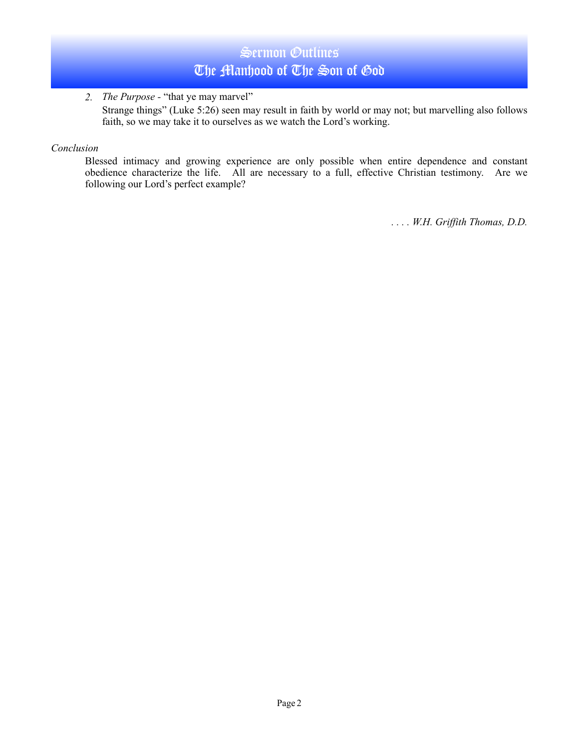2. *The Purpose* - “that ye may marvel”

   Strange things” (Luke 5:26) seen may result in faith by world or may not; but marvelling also follows faith, so we may take it to ourselves as we watch the Lord’s working.

*Conclusion*

Blessed intimacy and growing experience are only possible when entire dependence and constant obedience characterize the life. All are necessary to a full, effective Christian testimony. Are we following our Lord’s perfect example?

. . . . *W.H. Griffith Thomas, D.D.*